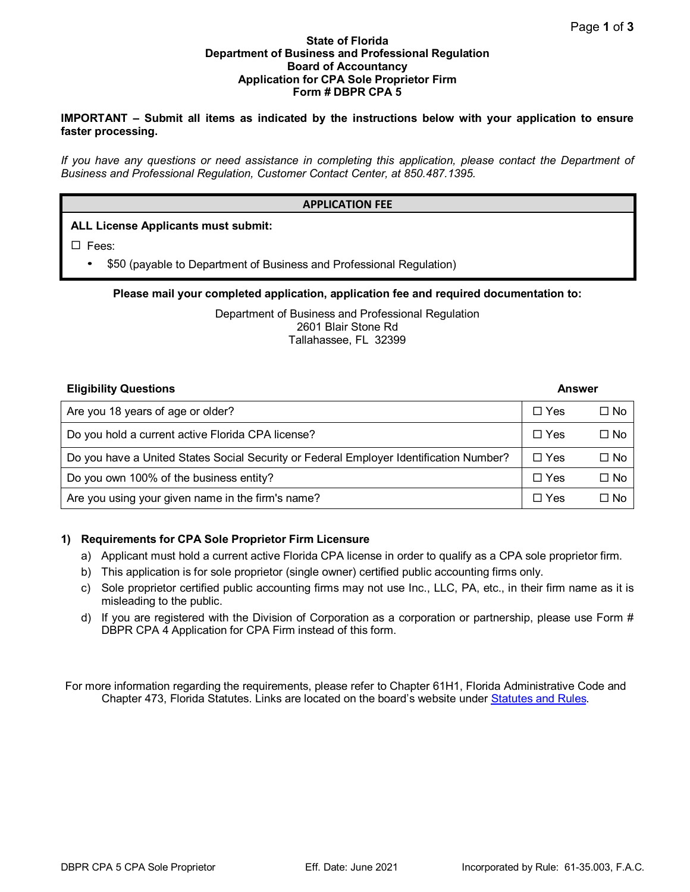**State of Florida**
**Department of Business and Professional Regulation**
**Board of Accountancy**
**Application for CPA Sole Proprietor Firm**
**Form # DBPR CPA 5**

**IMPORTANT – Submit all items as indicated by the instructions below with your application to ensure faster processing.**

*If you have any questions or need assistance in completing this application, please contact the Department of Business and Professional Regulation, Customer Contact Center, at 850.487.1395.*

| APPLICATION FEE |
|---|
| **ALL License Applicants must submit:**<br>☐ Fees:<br>• $50 (payable to Department of Business and Professional Regulation) |

**Please mail your completed application, application fee and required documentation to:**

Department of Business and Professional Regulation
2601 Blair Stone Rd
Tallahassee, FL 32399

| Eligibility Questions | Answer | |
|---|---|---|
| Are you 18 years of age or older? | ☐ Yes | ☐ No |
| Do you hold a current active Florida CPA license? | ☐ Yes | ☐ No |
| Do you have a United States Social Security or Federal Employer Identification Number? | ☐ Yes | ☐ No |
| Do you own 100% of the business entity? | ☐ Yes | ☐ No |
| Are you using your given name in the firm's name? | ☐ Yes | ☐ No |

**1) Requirements for CPA Sole Proprietor Firm Licensure**

a) Applicant must hold a current active Florida CPA license in order to qualify as a CPA sole proprietor firm.
b) This application is for sole proprietor (single owner) certified public accounting firms only.
c) Sole proprietor certified public accounting firms may not use Inc., LLC, PA, etc., in their firm name as it is misleading to the public.
d) If you are registered with the Division of Corporation as a corporation or partnership, please use Form # DBPR CPA 4 Application for CPA Firm instead of this form.

For more information regarding the requirements, please refer to Chapter 61H1, Florida Administrative Code and Chapter 473, Florida Statutes. Links are located on the board's website under Statutes and Rules.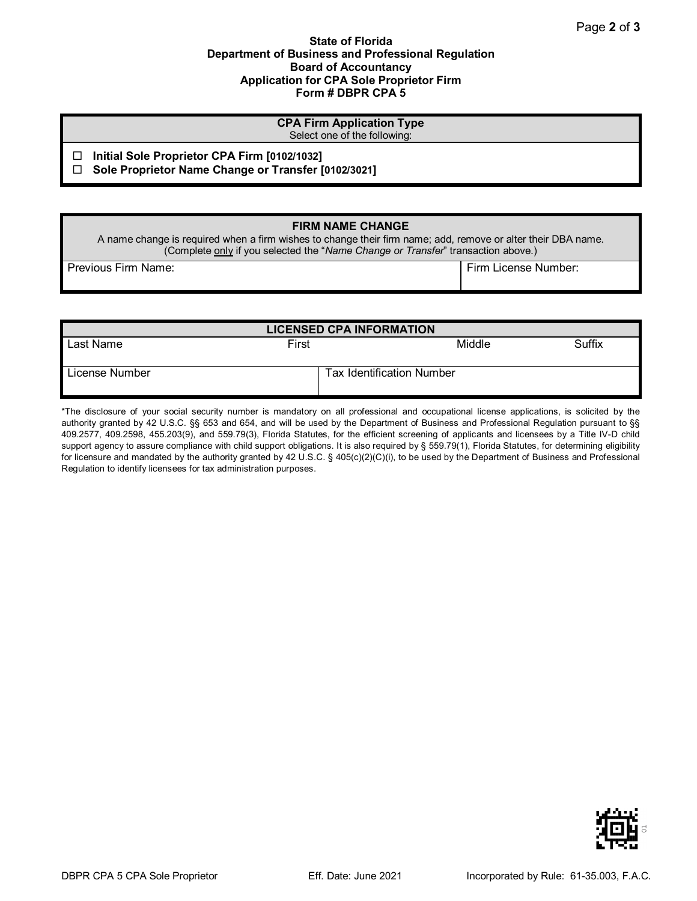**State of Florida**
**Department of Business and Professional Regulation**
**Board of Accountancy**
**Application for CPA Sole Proprietor Firm**
**Form # DBPR CPA 5**

| **CPA Firm Application Type**<br>Select one of the following: |
|---|
| ☐ **Initial Sole Proprietor CPA Firm [0102/1032]**<br>☐ **Sole Proprietor Name Change or Transfer [0102/3021]** |

| **FIRM NAME CHANGE**<br>A name change is required when a firm wishes to change their firm name; add, remove or alter their DBA name.<br>(Complete only if you selected the "*Name Change or Transfer*" transaction above.) | |
|---|---|
| Previous Firm Name: | Firm License Number: |

| **LICENSED CPA INFORMATION** | | | |
|---|---|---|---|
| Last Name | First | Middle | Suffix |
| License Number | Tax Identification Number | | |

*The disclosure of your social security number is mandatory on all professional and occupational license applications, is solicited by the authority granted by 42 U.S.C. §§ 653 and 654, and will be used by the Department of Business and Professional Regulation pursuant to §§ 409.2577, 409.2598, 455.203(9), and 559.79(3), Florida Statutes, for the efficient screening of applicants and licensees by a Title IV-D child support agency to assure compliance with child support obligations. It is also required by § 559.79(1), Florida Statutes, for determining eligibility for licensure and mandated by the authority granted by 42 U.S.C. § 405(c)(2)(C)(i), to be used by the Department of Business and Professional Regulation to identify licensees for tax administration purposes.

DBPR CPA 5 CPA Sole Proprietor Eff. Date: June 2021 Incorporated by Rule: 61-35.003, F.A.C.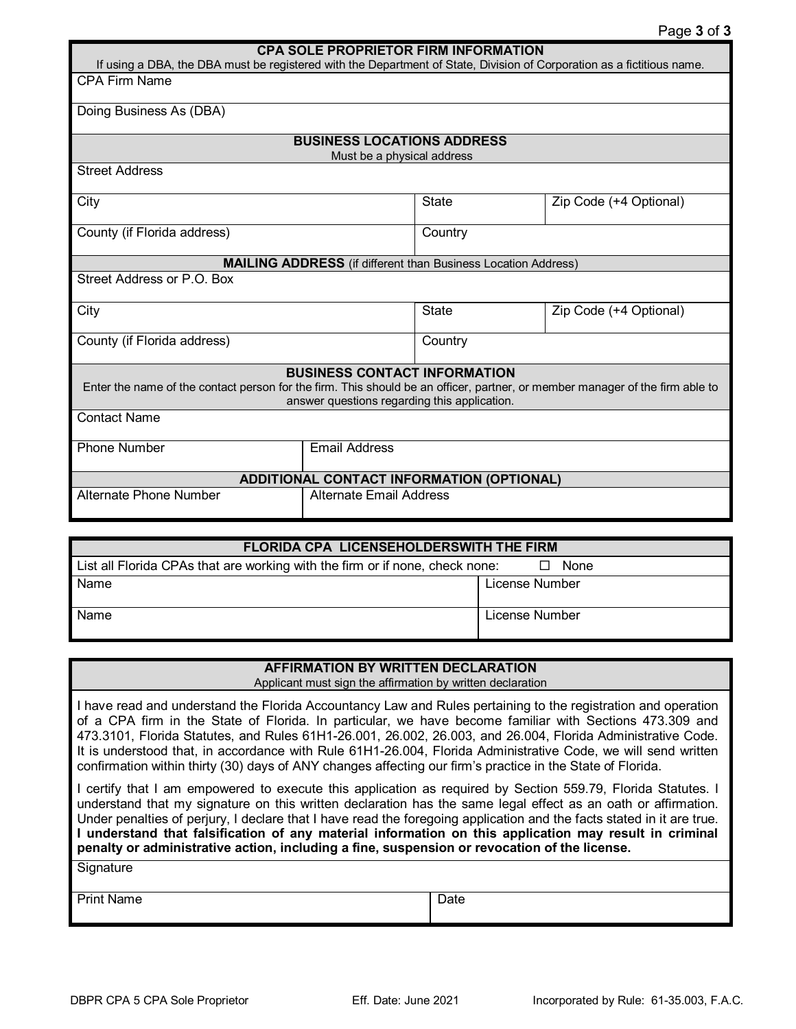## CPA SOLE PROPRIETOR FIRM INFORMATION

If using a DBA, the DBA must be registered with the Department of State, Division of Corporation as a fictitious name.

| | |
|---|---|
| CPA Firm Name | |
| Doing Business As (DBA) | |

### BUSINESS LOCATIONS ADDRESS

Must be a physical address

| | | |
|---|---|---|
| Street Address | | |
| City | State | Zip Code (+4 Optional) |
| County (if Florida address) | Country | |

### MAILING ADDRESS (if different than Business Location Address)

| | | |
|---|---|---|
| Street Address or P.O. Box | | |
| City | State | Zip Code (+4 Optional) |
| County (if Florida address) | Country | |

### BUSINESS CONTACT INFORMATION

Enter the name of the contact person for the firm. This should be an officer, partner, or member manager of the firm able to answer questions regarding this application.

| | |
|---|---|
| Contact Name | |
| Phone Number | Email Address |

### ADDITIONAL CONTACT INFORMATION (OPTIONAL)

| | |
|---|---|
| Alternate Phone Number | Alternate Email Address |

## FLORIDA CPA LICENSEHOLDERSWITH THE FIRM

List all Florida CPAs that are working with the firm or if none, check none: ☐ None

| | |
|---|---|
| Name | License Number |
| Name | License Number |

## AFFIRMATION BY WRITTEN DECLARATION

Applicant must sign the affirmation by written declaration

I have read and understand the Florida Accountancy Law and Rules pertaining to the registration and operation of a CPA firm in the State of Florida. In particular, we have become familiar with Sections 473.309 and 473.3101, Florida Statutes, and Rules 61H1-26.001, 26.002, 26.003, and 26.004, Florida Administrative Code. It is understood that, in accordance with Rule 61H1-26.004, Florida Administrative Code, we will send written confirmation within thirty (30) days of ANY changes affecting our firm's practice in the State of Florida.

I certify that I am empowered to execute this application as required by Section 559.79, Florida Statutes. I understand that my signature on this written declaration has the same legal effect as an oath or affirmation. Under penalties of perjury, I declare that I have read the foregoing application and the facts stated in it are true. **I understand that falsification of any material information on this application may result in criminal penalty or administrative action, including a fine, suspension or revocation of the license.**

| | |
|---|---|
| Signature | |
| Print Name | Date |

DBPR CPA 5 CPA Sole Proprietor Eff. Date: June 2021 Incorporated by Rule: 61-35.003, F.A.C.